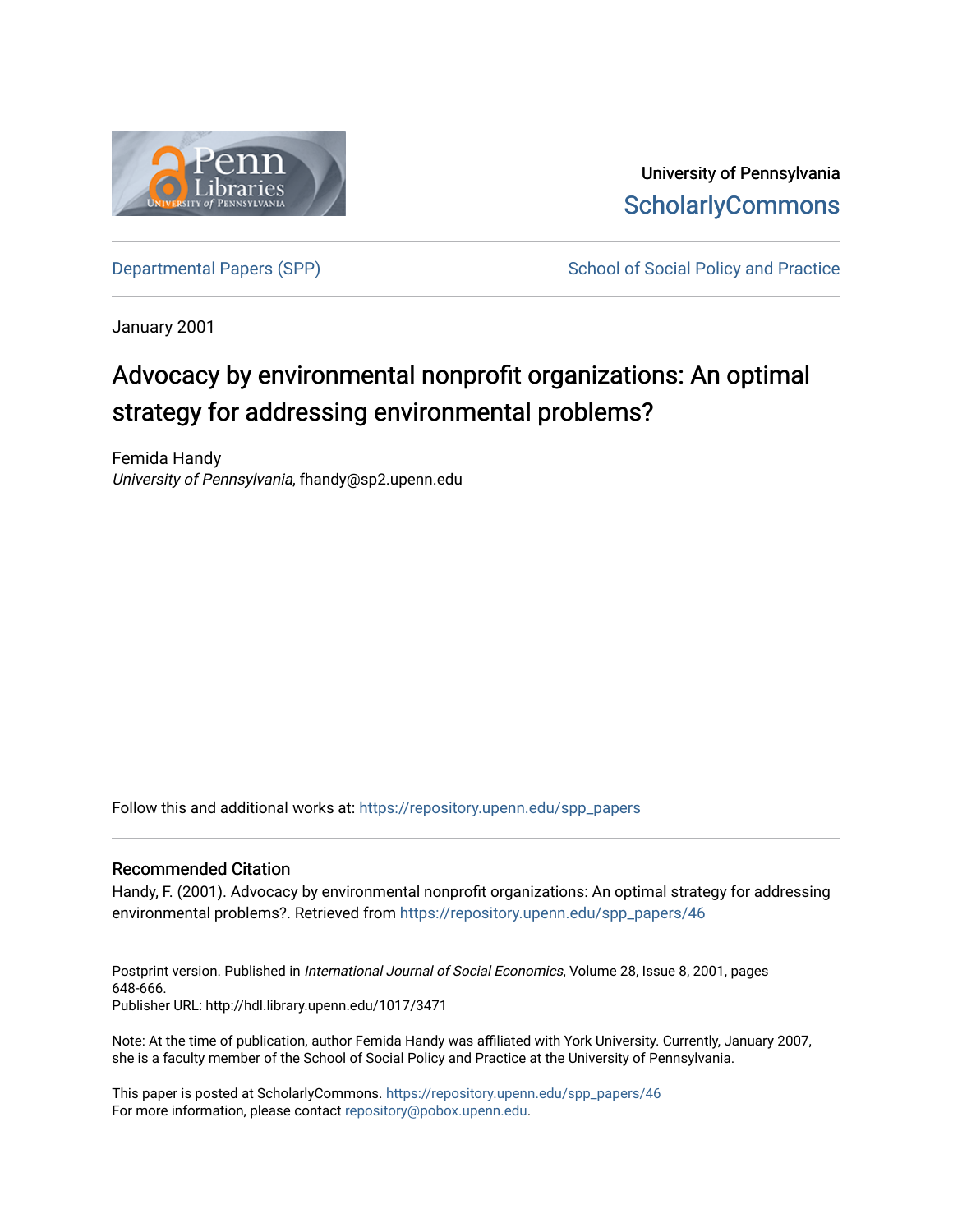University of Pennsylvania
ScholarlyCommons

Departmental Papers (SPP) | School of Social Policy and Practice

January 2001

# Advocacy by environmental nonprofit organizations: An optimal strategy for addressing environmental problems?

Femida Handy
*University of Pennsylvania*, fhandy@sp2.upenn.edu

Follow this and additional works at: https://repository.upenn.edu/spp_papers

## Recommended Citation

Handy, F. (2001). Advocacy by environmental nonprofit organizations: An optimal strategy for addressing environmental problems?. Retrieved from https://repository.upenn.edu/spp_papers/46

Postprint version. Published in *International Journal of Social Economics*, Volume 28, Issue 8, 2001, pages 648-666.
Publisher URL: http://hdl.library.upenn.edu/1017/3471

Note: At the time of publication, author Femida Handy was affiliated with York University. Currently, January 2007, she is a faculty member of the School of Social Policy and Practice at the University of Pennsylvania.

This paper is posted at ScholarlyCommons. https://repository.upenn.edu/spp_papers/46
For more information, please contact repository@pobox.upenn.edu.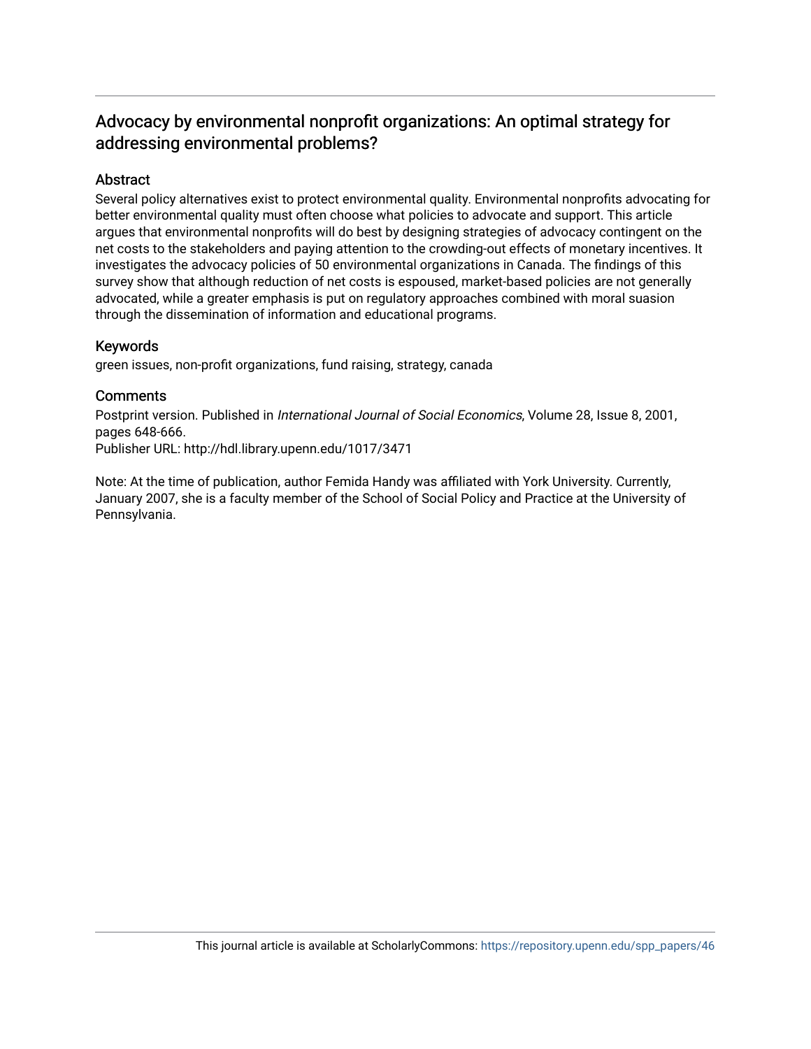## Advocacy by environmental nonprofit organizations: An optimal strategy for addressing environmental problems?

### Abstract

Several policy alternatives exist to protect environmental quality. Environmental nonprofits advocating for better environmental quality must often choose what policies to advocate and support. This article argues that environmental nonprofits will do best by designing strategies of advocacy contingent on the net costs to the stakeholders and paying attention to the crowding-out effects of monetary incentives. It investigates the advocacy policies of 50 environmental organizations in Canada. The findings of this survey show that although reduction of net costs is espoused, market-based policies are not generally advocated, while a greater emphasis is put on regulatory approaches combined with moral suasion through the dissemination of information and educational programs.

### Keywords

green issues, non-profit organizations, fund raising, strategy, canada

### Comments

Postprint version. Published in *International Journal of Social Economics*, Volume 28, Issue 8, 2001, pages 648-666.
Publisher URL: http://hdl.library.upenn.edu/1017/3471

Note: At the time of publication, author Femida Handy was affiliated with York University. Currently, January 2007, she is a faculty member of the School of Social Policy and Practice at the University of Pennsylvania.

This journal article is available at ScholarlyCommons: https://repository.upenn.edu/spp_papers/46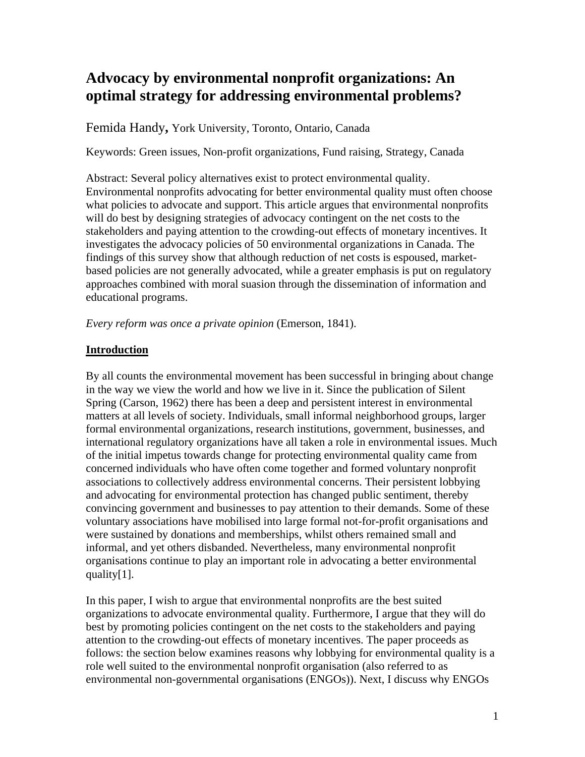# Advocacy by environmental nonprofit organizations: An optimal strategy for addressing environmental problems?

Femida Handy, York University, Toronto, Ontario, Canada

Keywords: Green issues, Non-profit organizations, Fund raising, Strategy, Canada

Abstract: Several policy alternatives exist to protect environmental quality. Environmental nonprofits advocating for better environmental quality must often choose what policies to advocate and support. This article argues that environmental nonprofits will do best by designing strategies of advocacy contingent on the net costs to the stakeholders and paying attention to the crowding-out effects of monetary incentives. It investigates the advocacy policies of 50 environmental organizations in Canada. The findings of this survey show that although reduction of net costs is espoused, market-based policies are not generally advocated, while a greater emphasis is put on regulatory approaches combined with moral suasion through the dissemination of information and educational programs.

*Every reform was once a private opinion* (Emerson, 1841).

## Introduction

By all counts the environmental movement has been successful in bringing about change in the way we view the world and how we live in it. Since the publication of Silent Spring (Carson, 1962) there has been a deep and persistent interest in environmental matters at all levels of society. Individuals, small informal neighborhood groups, larger formal environmental organizations, research institutions, government, businesses, and international regulatory organizations have all taken a role in environmental issues. Much of the initial impetus towards change for protecting environmental quality came from concerned individuals who have often come together and formed voluntary nonprofit associations to collectively address environmental concerns. Their persistent lobbying and advocating for environmental protection has changed public sentiment, thereby convincing government and businesses to pay attention to their demands. Some of these voluntary associations have mobilised into large formal not-for-profit organisations and were sustained by donations and memberships, whilst others remained small and informal, and yet others disbanded. Nevertheless, many environmental nonprofit organisations continue to play an important role in advocating a better environmental quality[1].

In this paper, I wish to argue that environmental nonprofits are the best suited organizations to advocate environmental quality. Furthermore, I argue that they will do best by promoting policies contingent on the net costs to the stakeholders and paying attention to the crowding-out effects of monetary incentives. The paper proceeds as follows: the section below examines reasons why lobbying for environmental quality is a role well suited to the environmental nonprofit organisation (also referred to as environmental non-governmental organisations (ENGOs)). Next, I discuss why ENGOs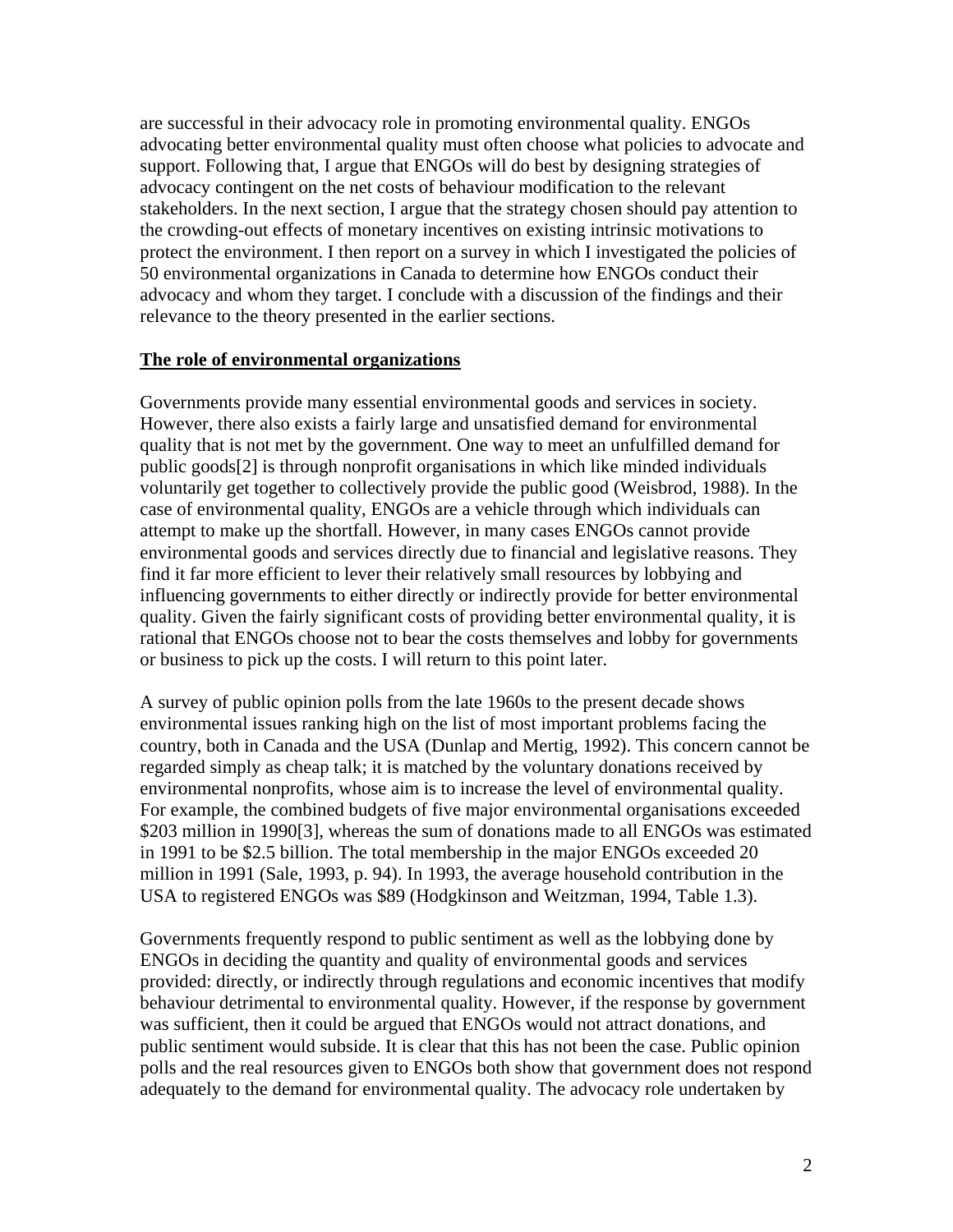are successful in their advocacy role in promoting environmental quality. ENGOs advocating better environmental quality must often choose what policies to advocate and support. Following that, I argue that ENGOs will do best by designing strategies of advocacy contingent on the net costs of behaviour modification to the relevant stakeholders. In the next section, I argue that the strategy chosen should pay attention to the crowding-out effects of monetary incentives on existing intrinsic motivations to protect the environment. I then report on a survey in which I investigated the policies of 50 environmental organizations in Canada to determine how ENGOs conduct their advocacy and whom they target. I conclude with a discussion of the findings and their relevance to the theory presented in the earlier sections.

## The role of environmental organizations

Governments provide many essential environmental goods and services in society. However, there also exists a fairly large and unsatisfied demand for environmental quality that is not met by the government. One way to meet an unfulfilled demand for public goods[2] is through nonprofit organisations in which like minded individuals voluntarily get together to collectively provide the public good (Weisbrod, 1988). In the case of environmental quality, ENGOs are a vehicle through which individuals can attempt to make up the shortfall. However, in many cases ENGOs cannot provide environmental goods and services directly due to financial and legislative reasons. They find it far more efficient to lever their relatively small resources by lobbying and influencing governments to either directly or indirectly provide for better environmental quality. Given the fairly significant costs of providing better environmental quality, it is rational that ENGOs choose not to bear the costs themselves and lobby for governments or business to pick up the costs. I will return to this point later.

A survey of public opinion polls from the late 1960s to the present decade shows environmental issues ranking high on the list of most important problems facing the country, both in Canada and the USA (Dunlap and Mertig, 1992). This concern cannot be regarded simply as cheap talk; it is matched by the voluntary donations received by environmental nonprofits, whose aim is to increase the level of environmental quality. For example, the combined budgets of five major environmental organisations exceeded $203 million in 1990[3], whereas the sum of donations made to all ENGOs was estimated in 1991 to be $2.5 billion. The total membership in the major ENGOs exceeded 20 million in 1991 (Sale, 1993, p. 94). In 1993, the average household contribution in the USA to registered ENGOs was $89 (Hodgkinson and Weitzman, 1994, Table 1.3).

Governments frequently respond to public sentiment as well as the lobbying done by ENGOs in deciding the quantity and quality of environmental goods and services provided: directly, or indirectly through regulations and economic incentives that modify behaviour detrimental to environmental quality. However, if the response by government was sufficient, then it could be argued that ENGOs would not attract donations, and public sentiment would subside. It is clear that this has not been the case. Public opinion polls and the real resources given to ENGOs both show that government does not respond adequately to the demand for environmental quality. The advocacy role undertaken by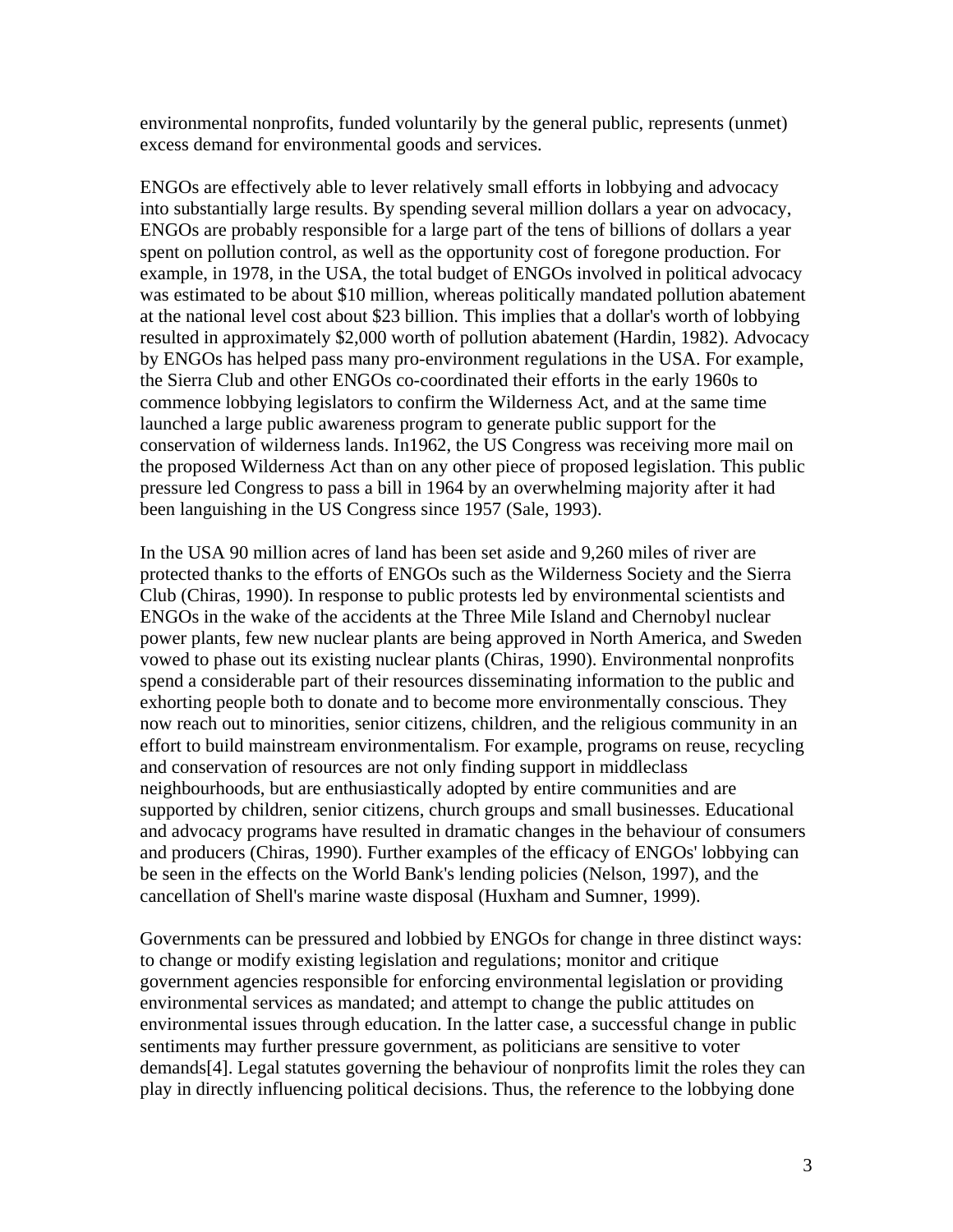environmental nonprofits, funded voluntarily by the general public, represents (unmet) excess demand for environmental goods and services.

ENGOs are effectively able to lever relatively small efforts in lobbying and advocacy into substantially large results. By spending several million dollars a year on advocacy, ENGOs are probably responsible for a large part of the tens of billions of dollars a year spent on pollution control, as well as the opportunity cost of foregone production. For example, in 1978, in the USA, the total budget of ENGOs involved in political advocacy was estimated to be about $10 million, whereas politically mandated pollution abatement at the national level cost about $23 billion. This implies that a dollar's worth of lobbying resulted in approximately $2,000 worth of pollution abatement (Hardin, 1982). Advocacy by ENGOs has helped pass many pro-environment regulations in the USA. For example, the Sierra Club and other ENGOs co-coordinated their efforts in the early 1960s to commence lobbying legislators to confirm the Wilderness Act, and at the same time launched a large public awareness program to generate public support for the conservation of wilderness lands. In1962, the US Congress was receiving more mail on the proposed Wilderness Act than on any other piece of proposed legislation. This public pressure led Congress to pass a bill in 1964 by an overwhelming majority after it had been languishing in the US Congress since 1957 (Sale, 1993).

In the USA 90 million acres of land has been set aside and 9,260 miles of river are protected thanks to the efforts of ENGOs such as the Wilderness Society and the Sierra Club (Chiras, 1990). In response to public protests led by environmental scientists and ENGOs in the wake of the accidents at the Three Mile Island and Chernobyl nuclear power plants, few new nuclear plants are being approved in North America, and Sweden vowed to phase out its existing nuclear plants (Chiras, 1990). Environmental nonprofits spend a considerable part of their resources disseminating information to the public and exhorting people both to donate and to become more environmentally conscious. They now reach out to minorities, senior citizens, children, and the religious community in an effort to build mainstream environmentalism. For example, programs on reuse, recycling and conservation of resources are not only finding support in middleclass neighbourhoods, but are enthusiastically adopted by entire communities and are supported by children, senior citizens, church groups and small businesses. Educational and advocacy programs have resulted in dramatic changes in the behaviour of consumers and producers (Chiras, 1990). Further examples of the efficacy of ENGOs' lobbying can be seen in the effects on the World Bank's lending policies (Nelson, 1997), and the cancellation of Shell's marine waste disposal (Huxham and Sumner, 1999).

Governments can be pressured and lobbied by ENGOs for change in three distinct ways: to change or modify existing legislation and regulations; monitor and critique government agencies responsible for enforcing environmental legislation or providing environmental services as mandated; and attempt to change the public attitudes on environmental issues through education. In the latter case, a successful change in public sentiments may further pressure government, as politicians are sensitive to voter demands[4]. Legal statutes governing the behaviour of nonprofits limit the roles they can play in directly influencing political decisions. Thus, the reference to the lobbying done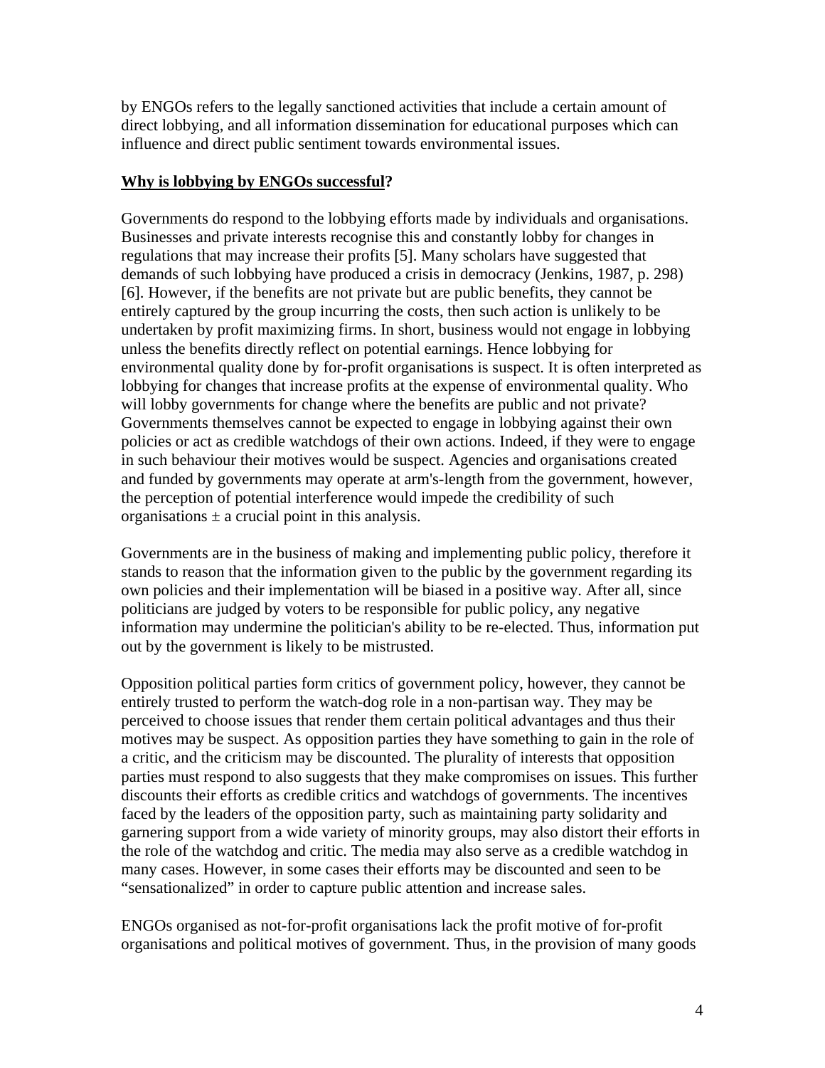by ENGOs refers to the legally sanctioned activities that include a certain amount of direct lobbying, and all information dissemination for educational purposes which can influence and direct public sentiment towards environmental issues.

**Why is lobbying by ENGOs successful?**

Governments do respond to the lobbying efforts made by individuals and organisations. Businesses and private interests recognise this and constantly lobby for changes in regulations that may increase their profits [5]. Many scholars have suggested that demands of such lobbying have produced a crisis in democracy (Jenkins, 1987, p. 298) [6]. However, if the benefits are not private but are public benefits, they cannot be entirely captured by the group incurring the costs, then such action is unlikely to be undertaken by profit maximizing firms. In short, business would not engage in lobbying unless the benefits directly reflect on potential earnings. Hence lobbying for environmental quality done by for-profit organisations is suspect. It is often interpreted as lobbying for changes that increase profits at the expense of environmental quality. Who will lobby governments for change where the benefits are public and not private? Governments themselves cannot be expected to engage in lobbying against their own policies or act as credible watchdogs of their own actions. Indeed, if they were to engage in such behaviour their motives would be suspect. Agencies and organisations created and funded by governments may operate at arm's-length from the government, however, the perception of potential interference would impede the credibility of such organisations ± a crucial point in this analysis.

Governments are in the business of making and implementing public policy, therefore it stands to reason that the information given to the public by the government regarding its own policies and their implementation will be biased in a positive way. After all, since politicians are judged by voters to be responsible for public policy, any negative information may undermine the politician's ability to be re-elected. Thus, information put out by the government is likely to be mistrusted.

Opposition political parties form critics of government policy, however, they cannot be entirely trusted to perform the watch-dog role in a non-partisan way. They may be perceived to choose issues that render them certain political advantages and thus their motives may be suspect. As opposition parties they have something to gain in the role of a critic, and the criticism may be discounted. The plurality of interests that opposition parties must respond to also suggests that they make compromises on issues. This further discounts their efforts as credible critics and watchdogs of governments. The incentives faced by the leaders of the opposition party, such as maintaining party solidarity and garnering support from a wide variety of minority groups, may also distort their efforts in the role of the watchdog and critic. The media may also serve as a credible watchdog in many cases. However, in some cases their efforts may be discounted and seen to be "sensationalized" in order to capture public attention and increase sales.

ENGOs organised as not-for-profit organisations lack the profit motive of for-profit organisations and political motives of government. Thus, in the provision of many goods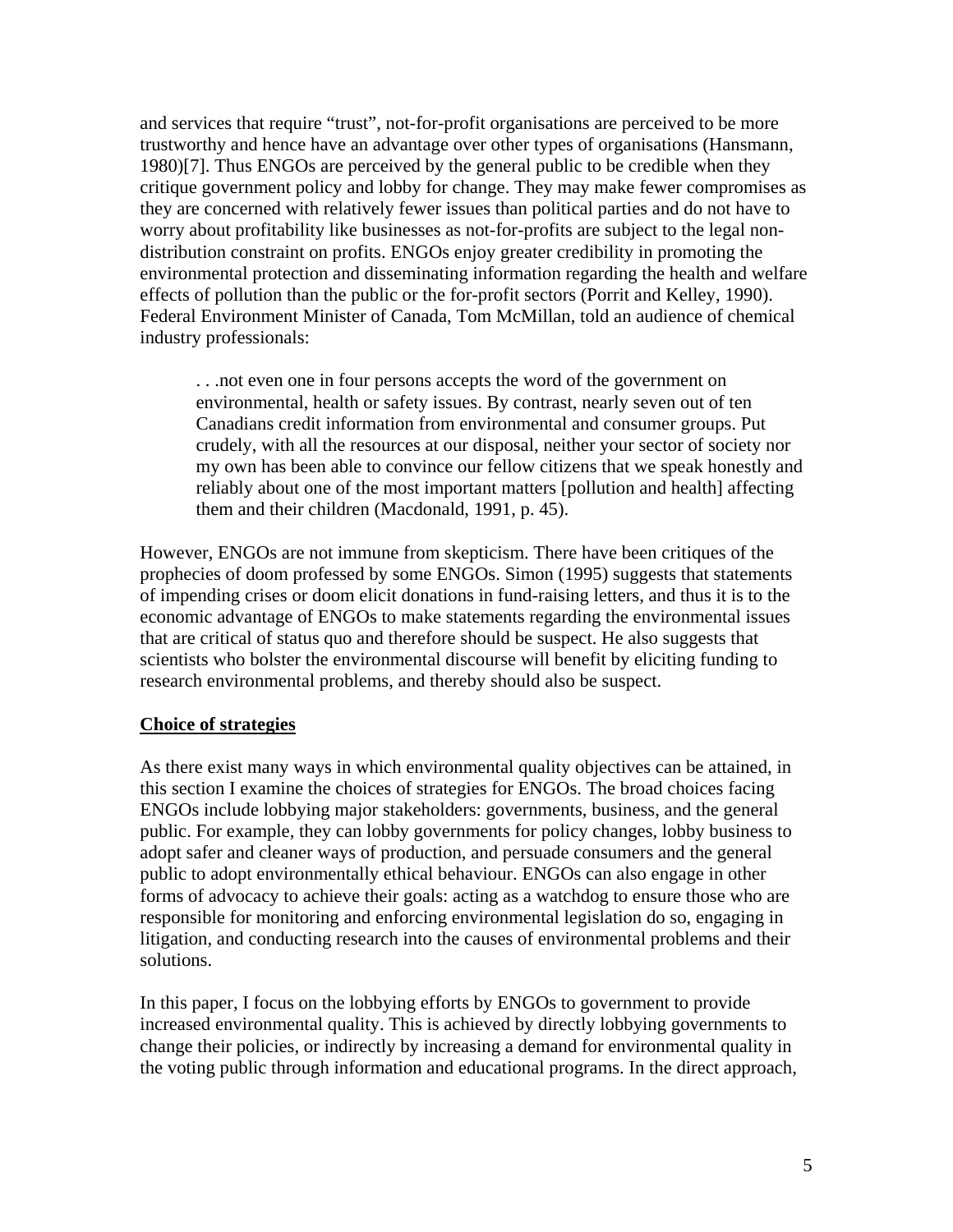and services that require "trust", not-for-profit organisations are perceived to be more trustworthy and hence have an advantage over other types of organisations (Hansmann, 1980)[7]. Thus ENGOs are perceived by the general public to be credible when they critique government policy and lobby for change. They may make fewer compromises as they are concerned with relatively fewer issues than political parties and do not have to worry about profitability like businesses as not-for-profits are subject to the legal non-distribution constraint on profits. ENGOs enjoy greater credibility in promoting the environmental protection and disseminating information regarding the health and welfare effects of pollution than the public or the for-profit sectors (Porrit and Kelley, 1990). Federal Environment Minister of Canada, Tom McMillan, told an audience of chemical industry professionals:

> . . .not even one in four persons accepts the word of the government on environmental, health or safety issues. By contrast, nearly seven out of ten Canadians credit information from environmental and consumer groups. Put crudely, with all the resources at our disposal, neither your sector of society nor my own has been able to convince our fellow citizens that we speak honestly and reliably about one of the most important matters [pollution and health] affecting them and their children (Macdonald, 1991, p. 45).

However, ENGOs are not immune from skepticism. There have been critiques of the prophecies of doom professed by some ENGOs. Simon (1995) suggests that statements of impending crises or doom elicit donations in fund-raising letters, and thus it is to the economic advantage of ENGOs to make statements regarding the environmental issues that are critical of status quo and therefore should be suspect. He also suggests that scientists who bolster the environmental discourse will benefit by eliciting funding to research environmental problems, and thereby should also be suspect.

## Choice of strategies

As there exist many ways in which environmental quality objectives can be attained, in this section I examine the choices of strategies for ENGOs. The broad choices facing ENGOs include lobbying major stakeholders: governments, business, and the general public. For example, they can lobby governments for policy changes, lobby business to adopt safer and cleaner ways of production, and persuade consumers and the general public to adopt environmentally ethical behaviour. ENGOs can also engage in other forms of advocacy to achieve their goals: acting as a watchdog to ensure those who are responsible for monitoring and enforcing environmental legislation do so, engaging in litigation, and conducting research into the causes of environmental problems and their solutions.

In this paper, I focus on the lobbying efforts by ENGOs to government to provide increased environmental quality. This is achieved by directly lobbying governments to change their policies, or indirectly by increasing a demand for environmental quality in the voting public through information and educational programs. In the direct approach,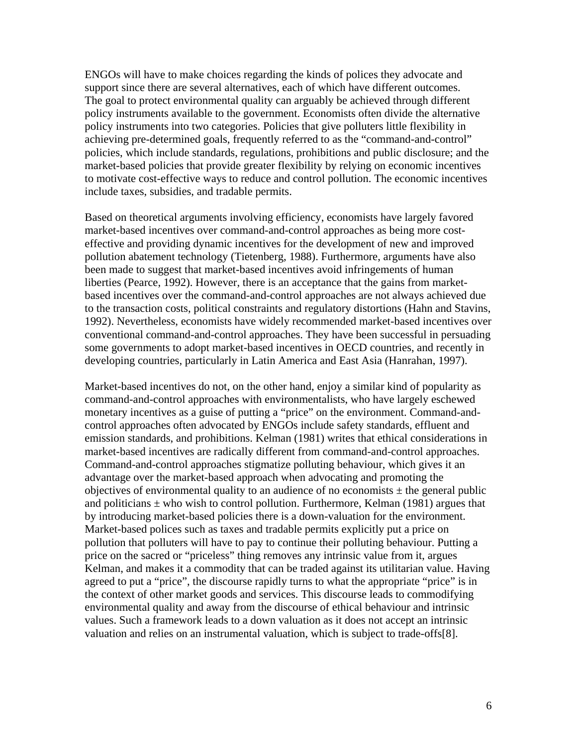ENGOs will have to make choices regarding the kinds of polices they advocate and support since there are several alternatives, each of which have different outcomes. The goal to protect environmental quality can arguably be achieved through different policy instruments available to the government. Economists often divide the alternative policy instruments into two categories. Policies that give polluters little flexibility in achieving pre-determined goals, frequently referred to as the "command-and-control" policies, which include standards, regulations, prohibitions and public disclosure; and the market-based policies that provide greater flexibility by relying on economic incentives to motivate cost-effective ways to reduce and control pollution. The economic incentives include taxes, subsidies, and tradable permits.

Based on theoretical arguments involving efficiency, economists have largely favored market-based incentives over command-and-control approaches as being more cost-effective and providing dynamic incentives for the development of new and improved pollution abatement technology (Tietenberg, 1988). Furthermore, arguments have also been made to suggest that market-based incentives avoid infringements of human liberties (Pearce, 1992). However, there is an acceptance that the gains from market-based incentives over the command-and-control approaches are not always achieved due to the transaction costs, political constraints and regulatory distortions (Hahn and Stavins, 1992). Nevertheless, economists have widely recommended market-based incentives over conventional command-and-control approaches. They have been successful in persuading some governments to adopt market-based incentives in OECD countries, and recently in developing countries, particularly in Latin America and East Asia (Hanrahan, 1997).

Market-based incentives do not, on the other hand, enjoy a similar kind of popularity as command-and-control approaches with environmentalists, who have largely eschewed monetary incentives as a guise of putting a "price" on the environment. Command-and-control approaches often advocated by ENGOs include safety standards, effluent and emission standards, and prohibitions. Kelman (1981) writes that ethical considerations in market-based incentives are radically different from command-and-control approaches. Command-and-control approaches stigmatize polluting behaviour, which gives it an advantage over the market-based approach when advocating and promoting the objectives of environmental quality to an audience of no economists ± the general public and politicians ± who wish to control pollution. Furthermore, Kelman (1981) argues that by introducing market-based policies there is a down-valuation for the environment. Market-based polices such as taxes and tradable permits explicitly put a price on pollution that polluters will have to pay to continue their polluting behaviour. Putting a price on the sacred or "priceless" thing removes any intrinsic value from it, argues Kelman, and makes it a commodity that can be traded against its utilitarian value. Having agreed to put a "price", the discourse rapidly turns to what the appropriate "price" is in the context of other market goods and services. This discourse leads to commodifying environmental quality and away from the discourse of ethical behaviour and intrinsic values. Such a framework leads to a down valuation as it does not accept an intrinsic valuation and relies on an instrumental valuation, which is subject to trade-offs[8].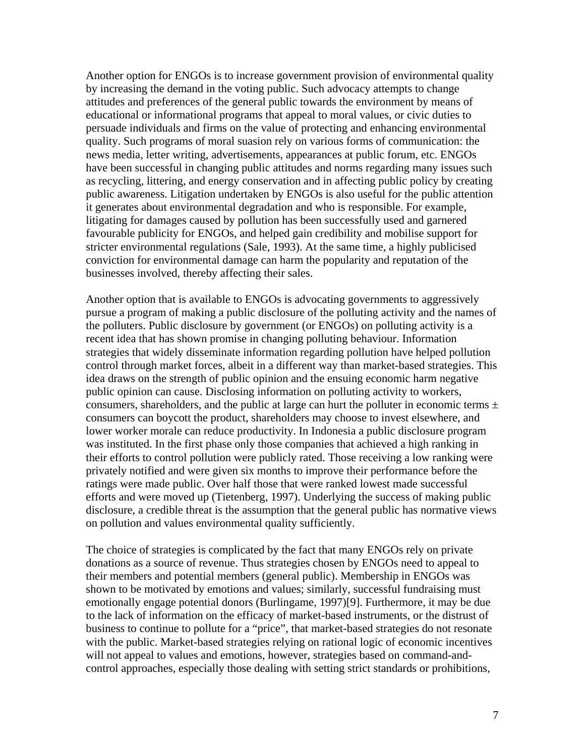Another option for ENGOs is to increase government provision of environmental quality by increasing the demand in the voting public. Such advocacy attempts to change attitudes and preferences of the general public towards the environment by means of educational or informational programs that appeal to moral values, or civic duties to persuade individuals and firms on the value of protecting and enhancing environmental quality. Such programs of moral suasion rely on various forms of communication: the news media, letter writing, advertisements, appearances at public forum, etc. ENGOs have been successful in changing public attitudes and norms regarding many issues such as recycling, littering, and energy conservation and in affecting public policy by creating public awareness. Litigation undertaken by ENGOs is also useful for the public attention it generates about environmental degradation and who is responsible. For example, litigating for damages caused by pollution has been successfully used and garnered favourable publicity for ENGOs, and helped gain credibility and mobilise support for stricter environmental regulations (Sale, 1993). At the same time, a highly publicised conviction for environmental damage can harm the popularity and reputation of the businesses involved, thereby affecting their sales.

Another option that is available to ENGOs is advocating governments to aggressively pursue a program of making a public disclosure of the polluting activity and the names of the polluters. Public disclosure by government (or ENGOs) on polluting activity is a recent idea that has shown promise in changing polluting behaviour. Information strategies that widely disseminate information regarding pollution have helped pollution control through market forces, albeit in a different way than market-based strategies. This idea draws on the strength of public opinion and the ensuing economic harm negative public opinion can cause. Disclosing information on polluting activity to workers, consumers, shareholders, and the public at large can hurt the polluter in economic terms ± consumers can boycott the product, shareholders may choose to invest elsewhere, and lower worker morale can reduce productivity. In Indonesia a public disclosure program was instituted. In the first phase only those companies that achieved a high ranking in their efforts to control pollution were publicly rated. Those receiving a low ranking were privately notified and were given six months to improve their performance before the ratings were made public. Over half those that were ranked lowest made successful efforts and were moved up (Tietenberg, 1997). Underlying the success of making public disclosure, a credible threat is the assumption that the general public has normative views on pollution and values environmental quality sufficiently.

The choice of strategies is complicated by the fact that many ENGOs rely on private donations as a source of revenue. Thus strategies chosen by ENGOs need to appeal to their members and potential members (general public). Membership in ENGOs was shown to be motivated by emotions and values; similarly, successful fundraising must emotionally engage potential donors (Burlingame, 1997)[9]. Furthermore, it may be due to the lack of information on the efficacy of market-based instruments, or the distrust of business to continue to pollute for a "price", that market-based strategies do not resonate with the public. Market-based strategies relying on rational logic of economic incentives will not appeal to values and emotions, however, strategies based on command-and-control approaches, especially those dealing with setting strict standards or prohibitions,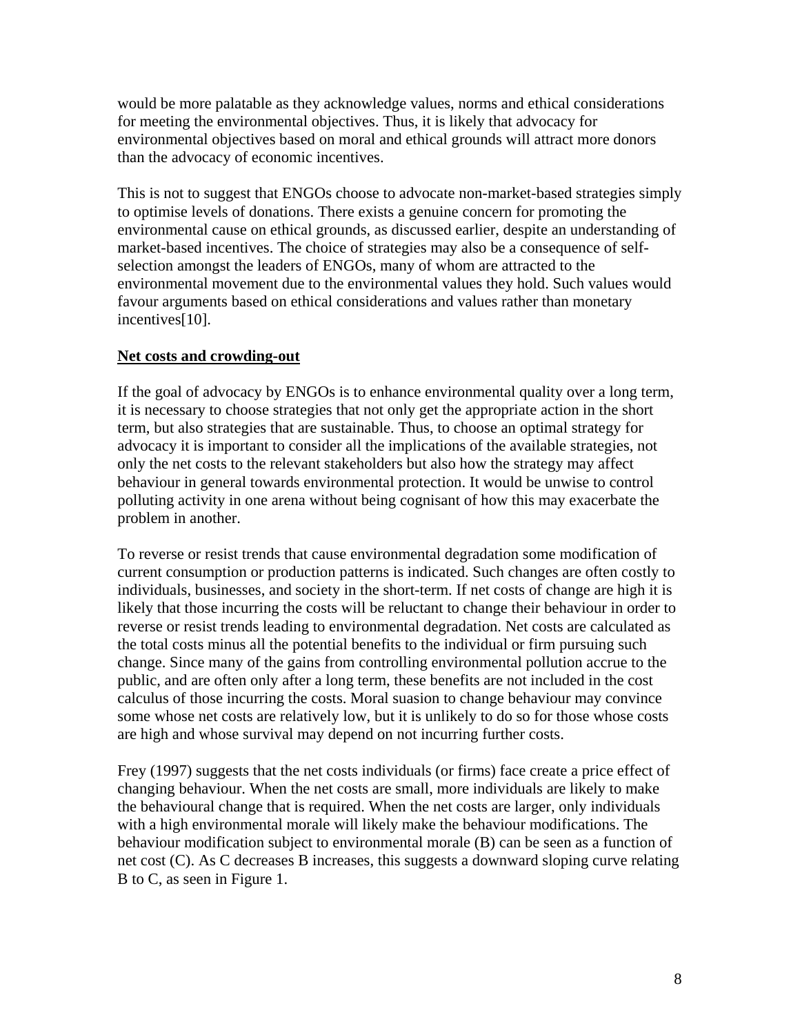would be more palatable as they acknowledge values, norms and ethical considerations for meeting the environmental objectives. Thus, it is likely that advocacy for environmental objectives based on moral and ethical grounds will attract more donors than the advocacy of economic incentives.

This is not to suggest that ENGOs choose to advocate non-market-based strategies simply to optimise levels of donations. There exists a genuine concern for promoting the environmental cause on ethical grounds, as discussed earlier, despite an understanding of market-based incentives. The choice of strategies may also be a consequence of self-selection amongst the leaders of ENGOs, many of whom are attracted to the environmental movement due to the environmental values they hold. Such values would favour arguments based on ethical considerations and values rather than monetary incentives[10].

## Net costs and crowding-out

If the goal of advocacy by ENGOs is to enhance environmental quality over a long term, it is necessary to choose strategies that not only get the appropriate action in the short term, but also strategies that are sustainable. Thus, to choose an optimal strategy for advocacy it is important to consider all the implications of the available strategies, not only the net costs to the relevant stakeholders but also how the strategy may affect behaviour in general towards environmental protection. It would be unwise to control polluting activity in one arena without being cognisant of how this may exacerbate the problem in another.

To reverse or resist trends that cause environmental degradation some modification of current consumption or production patterns is indicated. Such changes are often costly to individuals, businesses, and society in the short-term. If net costs of change are high it is likely that those incurring the costs will be reluctant to change their behaviour in order to reverse or resist trends leading to environmental degradation. Net costs are calculated as the total costs minus all the potential benefits to the individual or firm pursuing such change. Since many of the gains from controlling environmental pollution accrue to the public, and are often only after a long term, these benefits are not included in the cost calculus of those incurring the costs. Moral suasion to change behaviour may convince some whose net costs are relatively low, but it is unlikely to do so for those whose costs are high and whose survival may depend on not incurring further costs.

Frey (1997) suggests that the net costs individuals (or firms) face create a price effect of changing behaviour. When the net costs are small, more individuals are likely to make the behavioural change that is required. When the net costs are larger, only individuals with a high environmental morale will likely make the behaviour modifications. The behaviour modification subject to environmental morale (B) can be seen as a function of net cost (C). As C decreases B increases, this suggests a downward sloping curve relating B to C, as seen in Figure 1.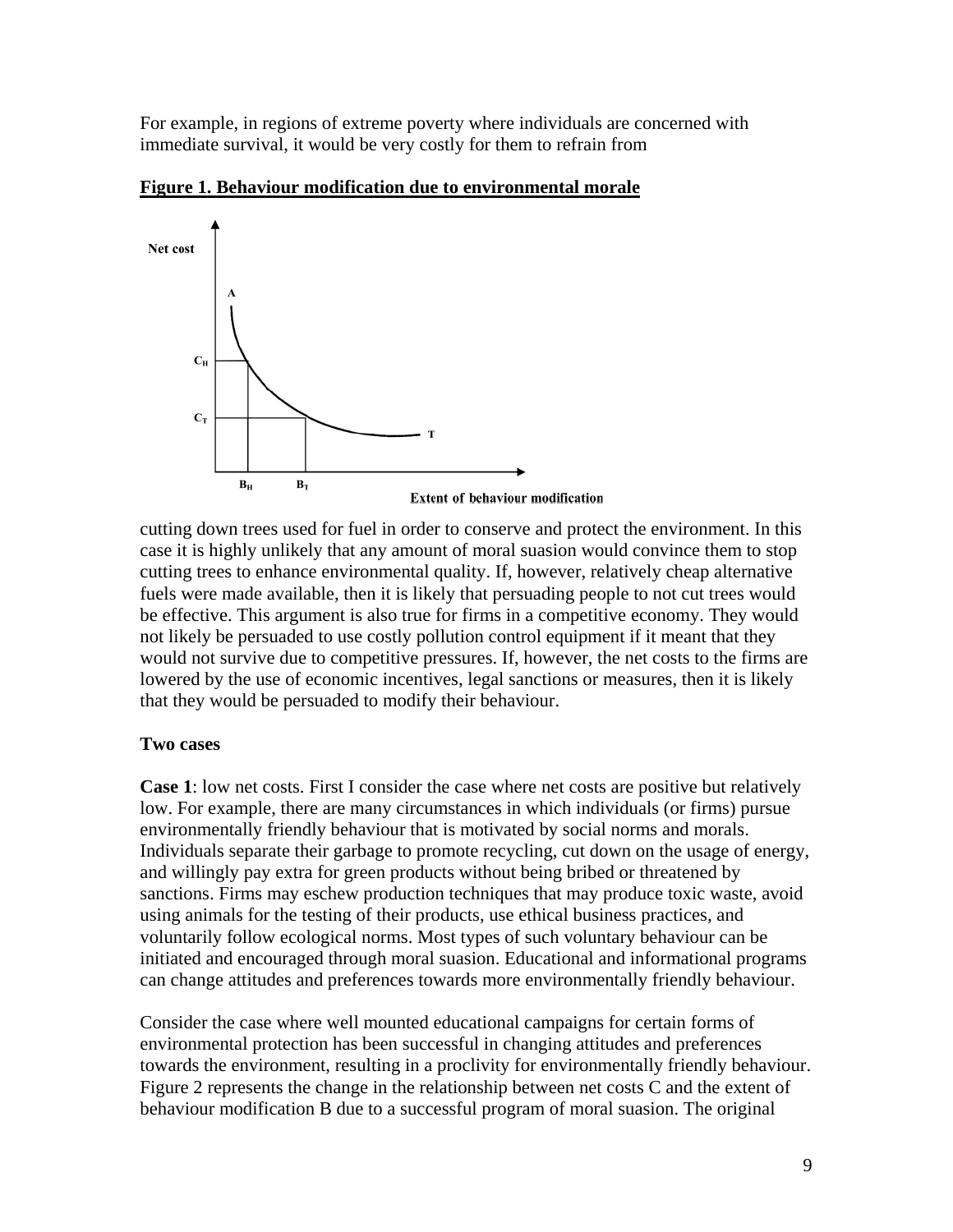For example, in regions of extreme poverty where individuals are concerned with immediate survival, it would be very costly for them to refrain from

**Figure 1. Behaviour modification due to environmental morale**

cutting down trees used for fuel in order to conserve and protect the environment. In this case it is highly unlikely that any amount of moral suasion would convince them to stop cutting trees to enhance environmental quality. If, however, relatively cheap alternative fuels were made available, then it is likely that persuading people to not cut trees would be effective. This argument is also true for firms in a competitive economy. They would not likely be persuaded to use costly pollution control equipment if it meant that they would not survive due to competitive pressures. If, however, the net costs to the firms are lowered by the use of economic incentives, legal sanctions or measures, then it is likely that they would be persuaded to modify their behaviour.

**Two cases**

**Case 1**: low net costs. First I consider the case where net costs are positive but relatively low. For example, there are many circumstances in which individuals (or firms) pursue environmentally friendly behaviour that is motivated by social norms and morals. Individuals separate their garbage to promote recycling, cut down on the usage of energy, and willingly pay extra for green products without being bribed or threatened by sanctions. Firms may eschew production techniques that may produce toxic waste, avoid using animals for the testing of their products, use ethical business practices, and voluntarily follow ecological norms. Most types of such voluntary behaviour can be initiated and encouraged through moral suasion. Educational and informational programs can change attitudes and preferences towards more environmentally friendly behaviour.

Consider the case where well mounted educational campaigns for certain forms of environmental protection has been successful in changing attitudes and preferences towards the environment, resulting in a proclivity for environmentally friendly behaviour. Figure 2 represents the change in the relationship between net costs C and the extent of behaviour modification B due to a successful program of moral suasion. The original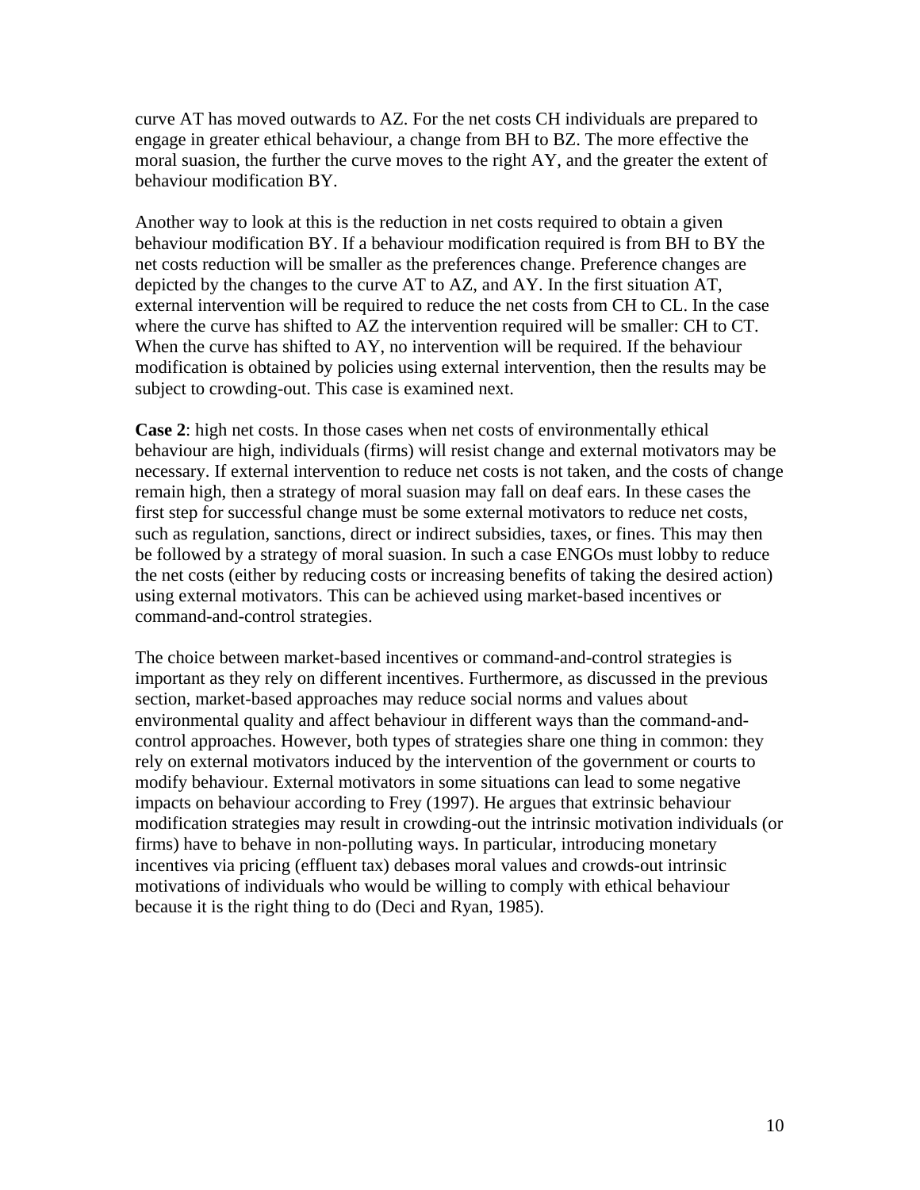curve AT has moved outwards to AZ. For the net costs CH individuals are prepared to engage in greater ethical behaviour, a change from BH to BZ. The more effective the moral suasion, the further the curve moves to the right AY, and the greater the extent of behaviour modification BY.

Another way to look at this is the reduction in net costs required to obtain a given behaviour modification BY. If a behaviour modification required is from BH to BY the net costs reduction will be smaller as the preferences change. Preference changes are depicted by the changes to the curve AT to AZ, and AY. In the first situation AT, external intervention will be required to reduce the net costs from CH to CL. In the case where the curve has shifted to AZ the intervention required will be smaller: CH to CT. When the curve has shifted to AY, no intervention will be required. If the behaviour modification is obtained by policies using external intervention, then the results may be subject to crowding-out. This case is examined next.

**Case 2**: high net costs. In those cases when net costs of environmentally ethical behaviour are high, individuals (firms) will resist change and external motivators may be necessary. If external intervention to reduce net costs is not taken, and the costs of change remain high, then a strategy of moral suasion may fall on deaf ears. In these cases the first step for successful change must be some external motivators to reduce net costs, such as regulation, sanctions, direct or indirect subsidies, taxes, or fines. This may then be followed by a strategy of moral suasion. In such a case ENGOs must lobby to reduce the net costs (either by reducing costs or increasing benefits of taking the desired action) using external motivators. This can be achieved using market-based incentives or command-and-control strategies.

The choice between market-based incentives or command-and-control strategies is important as they rely on different incentives. Furthermore, as discussed in the previous section, market-based approaches may reduce social norms and values about environmental quality and affect behaviour in different ways than the command-and-control approaches. However, both types of strategies share one thing in common: they rely on external motivators induced by the intervention of the government or courts to modify behaviour. External motivators in some situations can lead to some negative impacts on behaviour according to Frey (1997). He argues that extrinsic behaviour modification strategies may result in crowding-out the intrinsic motivation individuals (or firms) have to behave in non-polluting ways. In particular, introducing monetary incentives via pricing (effluent tax) debases moral values and crowds-out intrinsic motivations of individuals who would be willing to comply with ethical behaviour because it is the right thing to do (Deci and Ryan, 1985).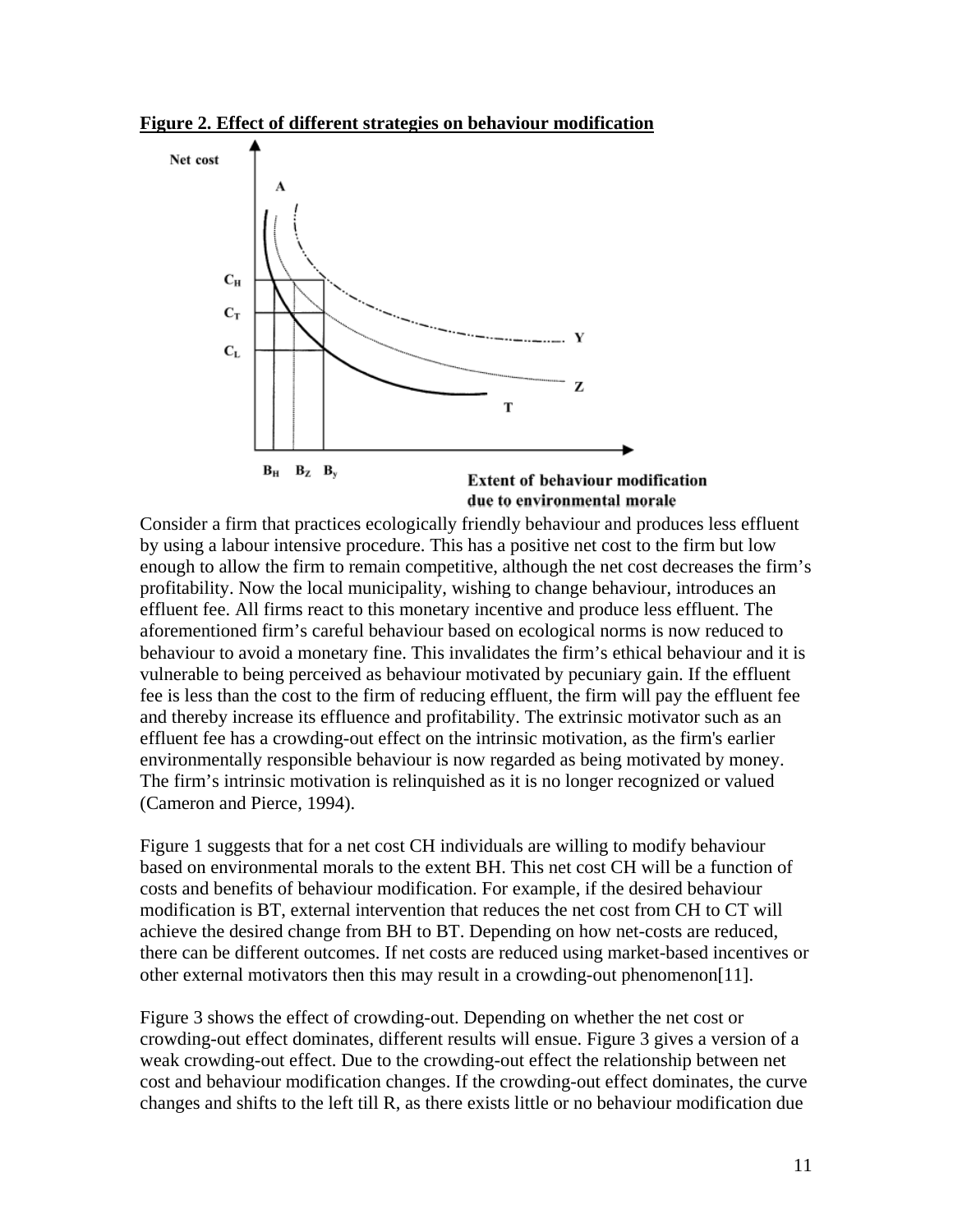**Figure 2. Effect of different strategies on behaviour modification**

Consider a firm that practices ecologically friendly behaviour and produces less effluent by using a labour intensive procedure. This has a positive net cost to the firm but low enough to allow the firm to remain competitive, although the net cost decreases the firm's profitability. Now the local municipality, wishing to change behaviour, introduces an effluent fee. All firms react to this monetary incentive and produce less effluent. The aforementioned firm's careful behaviour based on ecological norms is now reduced to behaviour to avoid a monetary fine. This invalidates the firm's ethical behaviour and it is vulnerable to being perceived as behaviour motivated by pecuniary gain. If the effluent fee is less than the cost to the firm of reducing effluent, the firm will pay the effluent fee and thereby increase its effluence and profitability. The extrinsic motivator such as an effluent fee has a crowding-out effect on the intrinsic motivation, as the firm's earlier environmentally responsible behaviour is now regarded as being motivated by money. The firm's intrinsic motivation is relinquished as it is no longer recognized or valued (Cameron and Pierce, 1994).

Figure 1 suggests that for a net cost CH individuals are willing to modify behaviour based on environmental morals to the extent BH. This net cost CH will be a function of costs and benefits of behaviour modification. For example, if the desired behaviour modification is BT, external intervention that reduces the net cost from CH to CT will achieve the desired change from BH to BT. Depending on how net-costs are reduced, there can be different outcomes. If net costs are reduced using market-based incentives or other external motivators then this may result in a crowding-out phenomenon[11].

Figure 3 shows the effect of crowding-out. Depending on whether the net cost or crowding-out effect dominates, different results will ensue. Figure 3 gives a version of a weak crowding-out effect. Due to the crowding-out effect the relationship between net cost and behaviour modification changes. If the crowding-out effect dominates, the curve changes and shifts to the left till R, as there exists little or no behaviour modification due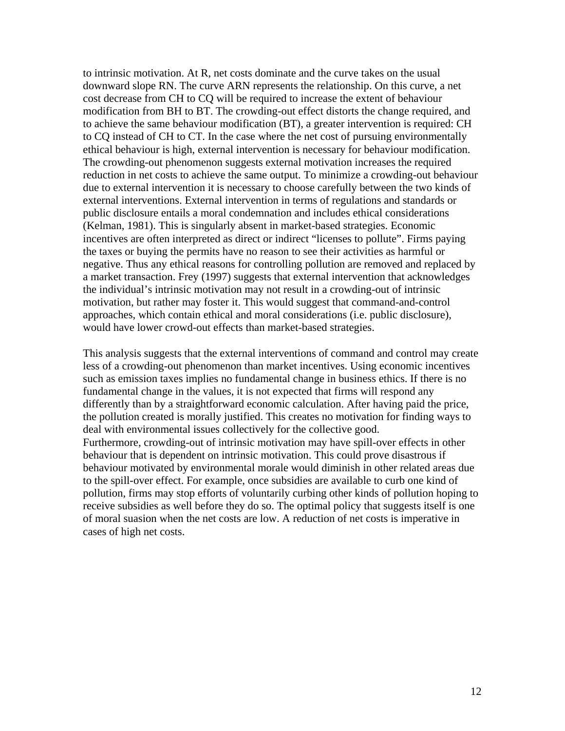to intrinsic motivation. At R, net costs dominate and the curve takes on the usual downward slope RN. The curve ARN represents the relationship. On this curve, a net cost decrease from CH to CQ will be required to increase the extent of behaviour modification from BH to BT. The crowding-out effect distorts the change required, and to achieve the same behaviour modification (BT), a greater intervention is required: CH to CQ instead of CH to CT. In the case where the net cost of pursuing environmentally ethical behaviour is high, external intervention is necessary for behaviour modification. The crowding-out phenomenon suggests external motivation increases the required reduction in net costs to achieve the same output. To minimize a crowding-out behaviour due to external intervention it is necessary to choose carefully between the two kinds of external interventions. External intervention in terms of regulations and standards or public disclosure entails a moral condemnation and includes ethical considerations (Kelman, 1981). This is singularly absent in market-based strategies. Economic incentives are often interpreted as direct or indirect "licenses to pollute". Firms paying the taxes or buying the permits have no reason to see their activities as harmful or negative. Thus any ethical reasons for controlling pollution are removed and replaced by a market transaction. Frey (1997) suggests that external intervention that acknowledges the individual's intrinsic motivation may not result in a crowding-out of intrinsic motivation, but rather may foster it. This would suggest that command-and-control approaches, which contain ethical and moral considerations (i.e. public disclosure), would have lower crowd-out effects than market-based strategies.

This analysis suggests that the external interventions of command and control may create less of a crowding-out phenomenon than market incentives. Using economic incentives such as emission taxes implies no fundamental change in business ethics. If there is no fundamental change in the values, it is not expected that firms will respond any differently than by a straightforward economic calculation. After having paid the price, the pollution created is morally justified. This creates no motivation for finding ways to deal with environmental issues collectively for the collective good.
Furthermore, crowding-out of intrinsic motivation may have spill-over effects in other behaviour that is dependent on intrinsic motivation. This could prove disastrous if behaviour motivated by environmental morale would diminish in other related areas due to the spill-over effect. For example, once subsidies are available to curb one kind of pollution, firms may stop efforts of voluntarily curbing other kinds of pollution hoping to receive subsidies as well before they do so. The optimal policy that suggests itself is one of moral suasion when the net costs are low. A reduction of net costs is imperative in cases of high net costs.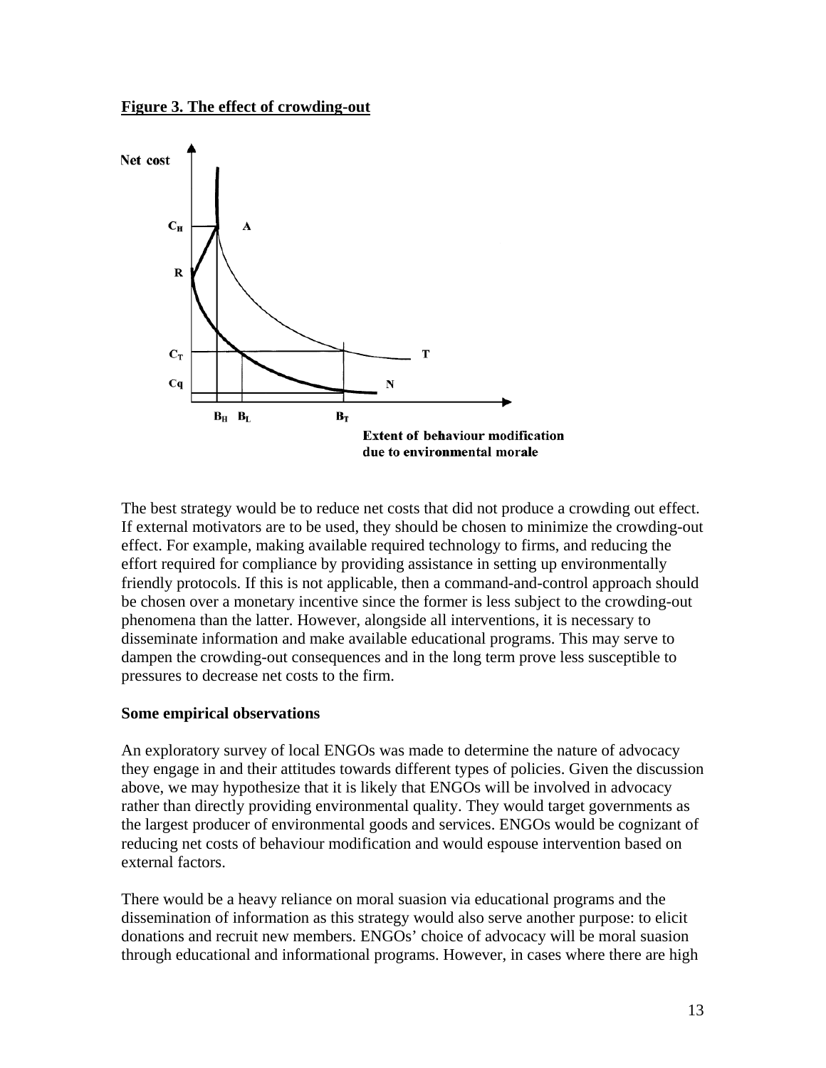**Figure 3. The effect of crowding-out**

The best strategy would be to reduce net costs that did not produce a crowding out effect. If external motivators are to be used, they should be chosen to minimize the crowding-out effect. For example, making available required technology to firms, and reducing the effort required for compliance by providing assistance in setting up environmentally friendly protocols. If this is not applicable, then a command-and-control approach should be chosen over a monetary incentive since the former is less subject to the crowding-out phenomena than the latter. However, alongside all interventions, it is necessary to disseminate information and make available educational programs. This may serve to dampen the crowding-out consequences and in the long term prove less susceptible to pressures to decrease net costs to the firm.

**Some empirical observations**

An exploratory survey of local ENGOs was made to determine the nature of advocacy they engage in and their attitudes towards different types of policies. Given the discussion above, we may hypothesize that it is likely that ENGOs will be involved in advocacy rather than directly providing environmental quality. They would target governments as the largest producer of environmental goods and services. ENGOs would be cognizant of reducing net costs of behaviour modification and would espouse intervention based on external factors.

There would be a heavy reliance on moral suasion via educational programs and the dissemination of information as this strategy would also serve another purpose: to elicit donations and recruit new members. ENGOs' choice of advocacy will be moral suasion through educational and informational programs. However, in cases where there are high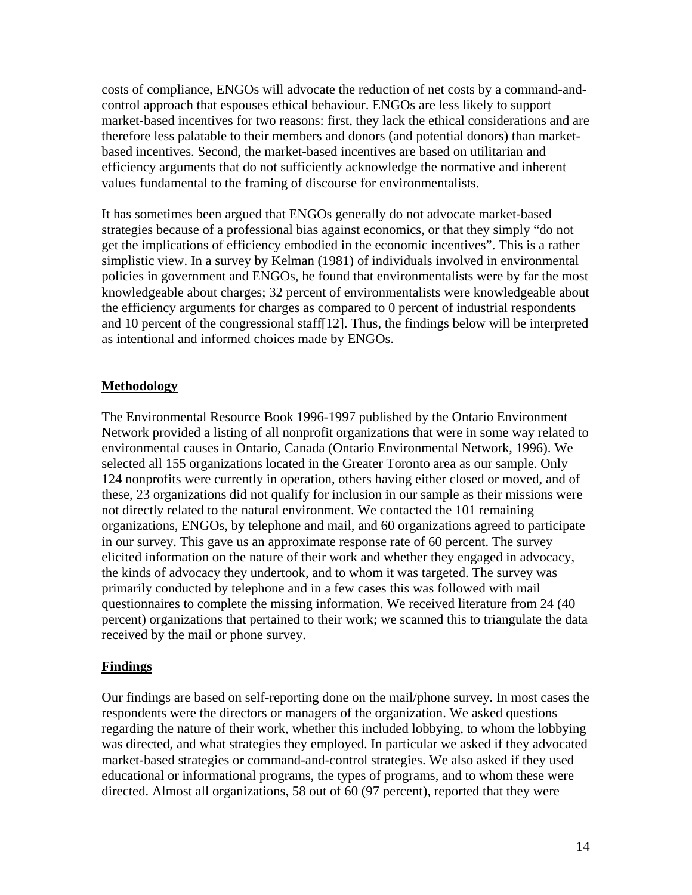costs of compliance, ENGOs will advocate the reduction of net costs by a command-and-control approach that espouses ethical behaviour. ENGOs are less likely to support market-based incentives for two reasons: first, they lack the ethical considerations and are therefore less palatable to their members and donors (and potential donors) than market-based incentives. Second, the market-based incentives are based on utilitarian and efficiency arguments that do not sufficiently acknowledge the normative and inherent values fundamental to the framing of discourse for environmentalists.

It has sometimes been argued that ENGOs generally do not advocate market-based strategies because of a professional bias against economics, or that they simply "do not get the implications of efficiency embodied in the economic incentives". This is a rather simplistic view. In a survey by Kelman (1981) of individuals involved in environmental policies in government and ENGOs, he found that environmentalists were by far the most knowledgeable about charges; 32 percent of environmentalists were knowledgeable about the efficiency arguments for charges as compared to 0 percent of industrial respondents and 10 percent of the congressional staff[12]. Thus, the findings below will be interpreted as intentional and informed choices made by ENGOs.

## Methodology

The Environmental Resource Book 1996-1997 published by the Ontario Environment Network provided a listing of all nonprofit organizations that were in some way related to environmental causes in Ontario, Canada (Ontario Environmental Network, 1996). We selected all 155 organizations located in the Greater Toronto area as our sample. Only 124 nonprofits were currently in operation, others having either closed or moved, and of these, 23 organizations did not qualify for inclusion in our sample as their missions were not directly related to the natural environment. We contacted the 101 remaining organizations, ENGOs, by telephone and mail, and 60 organizations agreed to participate in our survey. This gave us an approximate response rate of 60 percent. The survey elicited information on the nature of their work and whether they engaged in advocacy, the kinds of advocacy they undertook, and to whom it was targeted. The survey was primarily conducted by telephone and in a few cases this was followed with mail questionnaires to complete the missing information. We received literature from 24 (40 percent) organizations that pertained to their work; we scanned this to triangulate the data received by the mail or phone survey.

## Findings

Our findings are based on self-reporting done on the mail/phone survey. In most cases the respondents were the directors or managers of the organization. We asked questions regarding the nature of their work, whether this included lobbying, to whom the lobbying was directed, and what strategies they employed. In particular we asked if they advocated market-based strategies or command-and-control strategies. We also asked if they used educational or informational programs, the types of programs, and to whom these were directed. Almost all organizations, 58 out of 60 (97 percent), reported that they were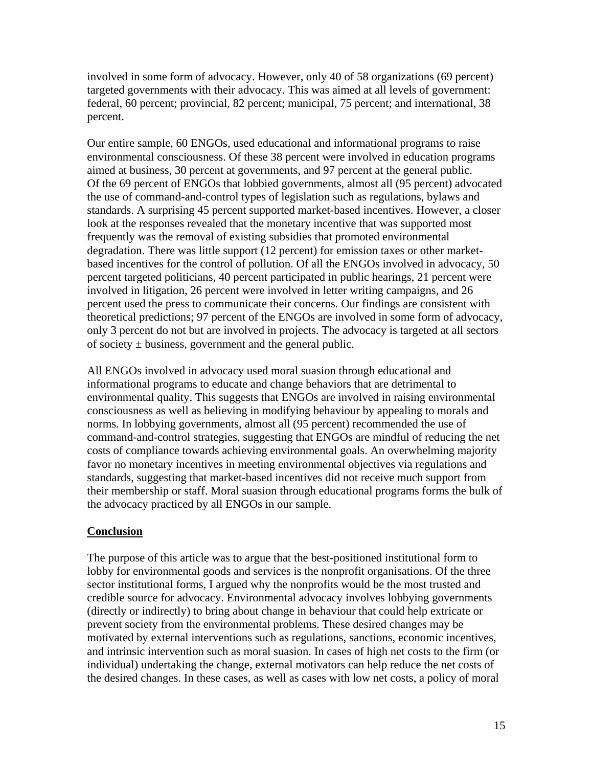involved in some form of advocacy. However, only 40 of 58 organizations (69 percent) targeted governments with their advocacy. This was aimed at all levels of government: federal, 60 percent; provincial, 82 percent; municipal, 75 percent; and international, 38 percent.

Our entire sample, 60 ENGOs, used educational and informational programs to raise environmental consciousness. Of these 38 percent were involved in education programs aimed at business, 30 percent at governments, and 97 percent at the general public. Of the 69 percent of ENGOs that lobbied governments, almost all (95 percent) advocated the use of command-and-control types of legislation such as regulations, bylaws and standards. A surprising 45 percent supported market-based incentives. However, a closer look at the responses revealed that the monetary incentive that was supported most frequently was the removal of existing subsidies that promoted environmental degradation. There was little support (12 percent) for emission taxes or other market-based incentives for the control of pollution. Of all the ENGOs involved in advocacy, 50 percent targeted politicians, 40 percent participated in public hearings, 21 percent were involved in litigation, 26 percent were involved in letter writing campaigns, and 26 percent used the press to communicate their concerns. Our findings are consistent with theoretical predictions; 97 percent of the ENGOs are involved in some form of advocacy, only 3 percent do not but are involved in projects. The advocacy is targeted at all sectors of society ± business, government and the general public.

All ENGOs involved in advocacy used moral suasion through educational and informational programs to educate and change behaviors that are detrimental to environmental quality. This suggests that ENGOs are involved in raising environmental consciousness as well as believing in modifying behaviour by appealing to morals and norms. In lobbying governments, almost all (95 percent) recommended the use of command-and-control strategies, suggesting that ENGOs are mindful of reducing the net costs of compliance towards achieving environmental goals. An overwhelming majority favor no monetary incentives in meeting environmental objectives via regulations and standards, suggesting that market-based incentives did not receive much support from their membership or staff. Moral suasion through educational programs forms the bulk of the advocacy practiced by all ENGOs in our sample.

## Conclusion

The purpose of this article was to argue that the best-positioned institutional form to lobby for environmental goods and services is the nonprofit organisations. Of the three sector institutional forms, I argued why the nonprofits would be the most trusted and credible source for advocacy. Environmental advocacy involves lobbying governments (directly or indirectly) to bring about change in behaviour that could help extricate or prevent society from the environmental problems. These desired changes may be motivated by external interventions such as regulations, sanctions, economic incentives, and intrinsic intervention such as moral suasion. In cases of high net costs to the firm (or individual) undertaking the change, external motivators can help reduce the net costs of the desired changes. In these cases, as well as cases with low net costs, a policy of moral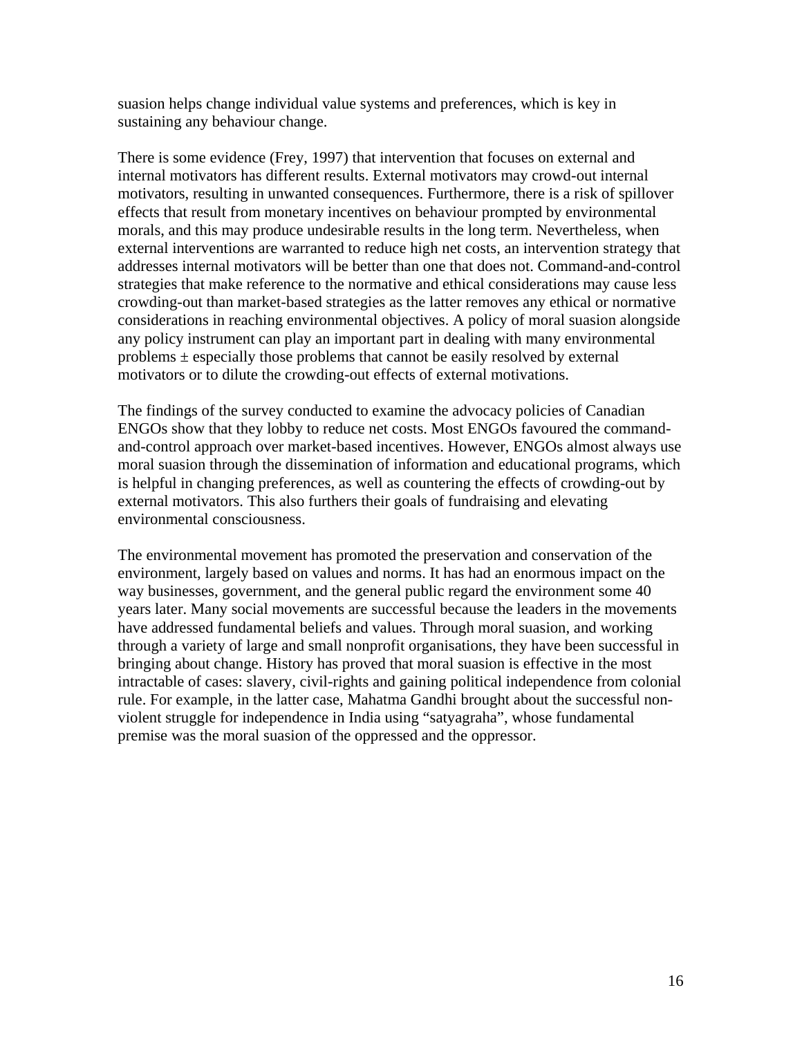suasion helps change individual value systems and preferences, which is key in sustaining any behaviour change.

There is some evidence (Frey, 1997) that intervention that focuses on external and internal motivators has different results. External motivators may crowd-out internal motivators, resulting in unwanted consequences. Furthermore, there is a risk of spillover effects that result from monetary incentives on behaviour prompted by environmental morals, and this may produce undesirable results in the long term. Nevertheless, when external interventions are warranted to reduce high net costs, an intervention strategy that addresses internal motivators will be better than one that does not. Command-and-control strategies that make reference to the normative and ethical considerations may cause less crowding-out than market-based strategies as the latter removes any ethical or normative considerations in reaching environmental objectives. A policy of moral suasion alongside any policy instrument can play an important part in dealing with many environmental problems ± especially those problems that cannot be easily resolved by external motivators or to dilute the crowding-out effects of external motivations.

The findings of the survey conducted to examine the advocacy policies of Canadian ENGOs show that they lobby to reduce net costs. Most ENGOs favoured the command-and-control approach over market-based incentives. However, ENGOs almost always use moral suasion through the dissemination of information and educational programs, which is helpful in changing preferences, as well as countering the effects of crowding-out by external motivators. This also furthers their goals of fundraising and elevating environmental consciousness.

The environmental movement has promoted the preservation and conservation of the environment, largely based on values and norms. It has had an enormous impact on the way businesses, government, and the general public regard the environment some 40 years later. Many social movements are successful because the leaders in the movements have addressed fundamental beliefs and values. Through moral suasion, and working through a variety of large and small nonprofit organisations, they have been successful in bringing about change. History has proved that moral suasion is effective in the most intractable of cases: slavery, civil-rights and gaining political independence from colonial rule. For example, in the latter case, Mahatma Gandhi brought about the successful non-violent struggle for independence in India using "satyagraha", whose fundamental premise was the moral suasion of the oppressed and the oppressor.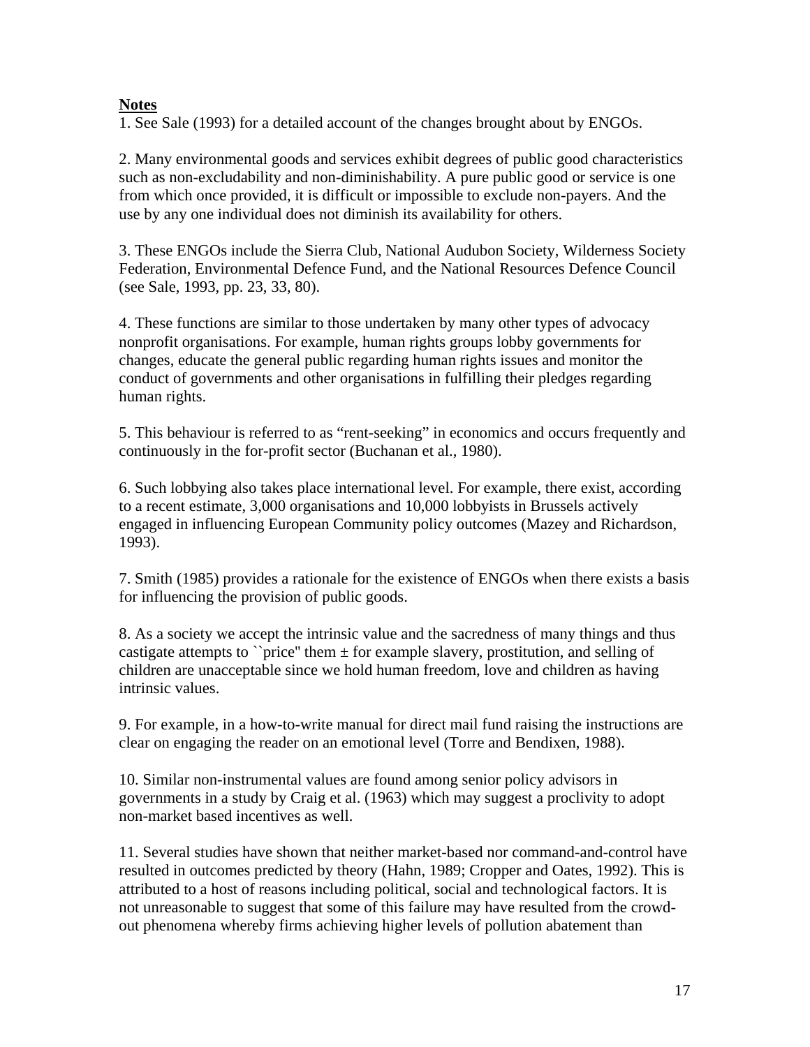**Notes**

1. See Sale (1993) for a detailed account of the changes brought about by ENGOs.

2. Many environmental goods and services exhibit degrees of public good characteristics such as non-excludability and non-diminishability. A pure public good or service is one from which once provided, it is difficult or impossible to exclude non-payers. And the use by any one individual does not diminish its availability for others.

3. These ENGOs include the Sierra Club, National Audubon Society, Wilderness Society Federation, Environmental Defence Fund, and the National Resources Defence Council (see Sale, 1993, pp. 23, 33, 80).

4. These functions are similar to those undertaken by many other types of advocacy nonprofit organisations. For example, human rights groups lobby governments for changes, educate the general public regarding human rights issues and monitor the conduct of governments and other organisations in fulfilling their pledges regarding human rights.

5. This behaviour is referred to as "rent-seeking" in economics and occurs frequently and continuously in the for-profit sector (Buchanan et al., 1980).

6. Such lobbying also takes place international level. For example, there exist, according to a recent estimate, 3,000 organisations and 10,000 lobbyists in Brussels actively engaged in influencing European Community policy outcomes (Mazey and Richardson, 1993).

7. Smith (1985) provides a rationale for the existence of ENGOs when there exists a basis for influencing the provision of public goods.

8. As a society we accept the intrinsic value and the sacredness of many things and thus castigate attempts to ``price'' them ± for example slavery, prostitution, and selling of children are unacceptable since we hold human freedom, love and children as having intrinsic values.

9. For example, in a how-to-write manual for direct mail fund raising the instructions are clear on engaging the reader on an emotional level (Torre and Bendixen, 1988).

10. Similar non-instrumental values are found among senior policy advisors in governments in a study by Craig et al. (1963) which may suggest a proclivity to adopt non-market based incentives as well.

11. Several studies have shown that neither market-based nor command-and-control have resulted in outcomes predicted by theory (Hahn, 1989; Cropper and Oates, 1992). This is attributed to a host of reasons including political, social and technological factors. It is not unreasonable to suggest that some of this failure may have resulted from the crowd-out phenomena whereby firms achieving higher levels of pollution abatement than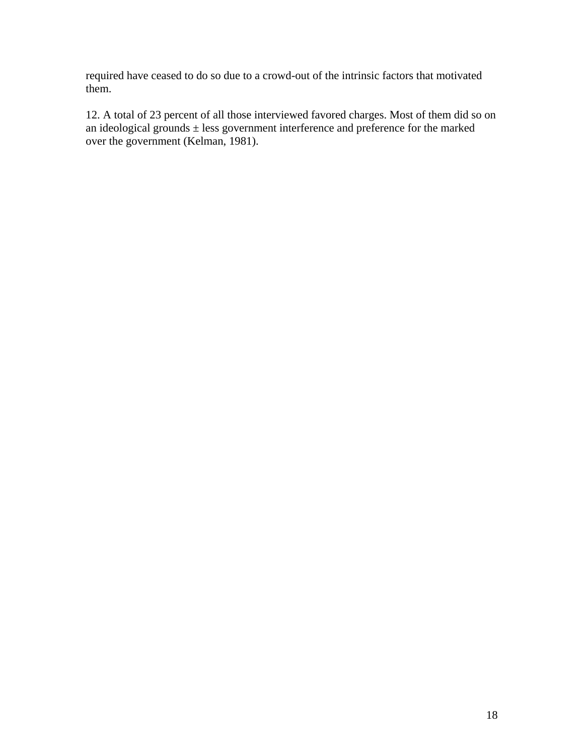required have ceased to do so due to a crowd-out of the intrinsic factors that motivated them.

12. A total of 23 percent of all those interviewed favored charges. Most of them did so on an ideological grounds ± less government interference and preference for the marked over the government (Kelman, 1981).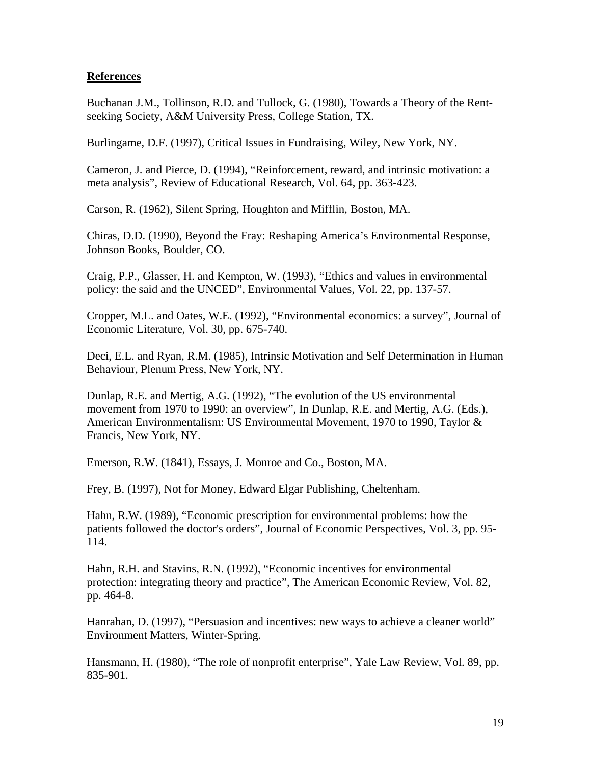**References**

Buchanan J.M., Tollinson, R.D. and Tullock, G. (1980), Towards a Theory of the Rent-seeking Society, A&M University Press, College Station, TX.

Burlingame, D.F. (1997), Critical Issues in Fundraising, Wiley, New York, NY.

Cameron, J. and Pierce, D. (1994), "Reinforcement, reward, and intrinsic motivation: a meta analysis", Review of Educational Research, Vol. 64, pp. 363-423.

Carson, R. (1962), Silent Spring, Houghton and Mifflin, Boston, MA.

Chiras, D.D. (1990), Beyond the Fray: Reshaping America's Environmental Response, Johnson Books, Boulder, CO.

Craig, P.P., Glasser, H. and Kempton, W. (1993), "Ethics and values in environmental policy: the said and the UNCED", Environmental Values, Vol. 22, pp. 137-57.

Cropper, M.L. and Oates, W.E. (1992), "Environmental economics: a survey", Journal of Economic Literature, Vol. 30, pp. 675-740.

Deci, E.L. and Ryan, R.M. (1985), Intrinsic Motivation and Self Determination in Human Behaviour, Plenum Press, New York, NY.

Dunlap, R.E. and Mertig, A.G. (1992), "The evolution of the US environmental movement from 1970 to 1990: an overview", In Dunlap, R.E. and Mertig, A.G. (Eds.), American Environmentalism: US Environmental Movement, 1970 to 1990, Taylor & Francis, New York, NY.

Emerson, R.W. (1841), Essays, J. Monroe and Co., Boston, MA.

Frey, B. (1997), Not for Money, Edward Elgar Publishing, Cheltenham.

Hahn, R.W. (1989), "Economic prescription for environmental problems: how the patients followed the doctor's orders", Journal of Economic Perspectives, Vol. 3, pp. 95-114.

Hahn, R.H. and Stavins, R.N. (1992), "Economic incentives for environmental protection: integrating theory and practice", The American Economic Review, Vol. 82, pp. 464-8.

Hanrahan, D. (1997), "Persuasion and incentives: new ways to achieve a cleaner world" Environment Matters, Winter-Spring.

Hansmann, H. (1980), "The role of nonprofit enterprise", Yale Law Review, Vol. 89, pp. 835-901.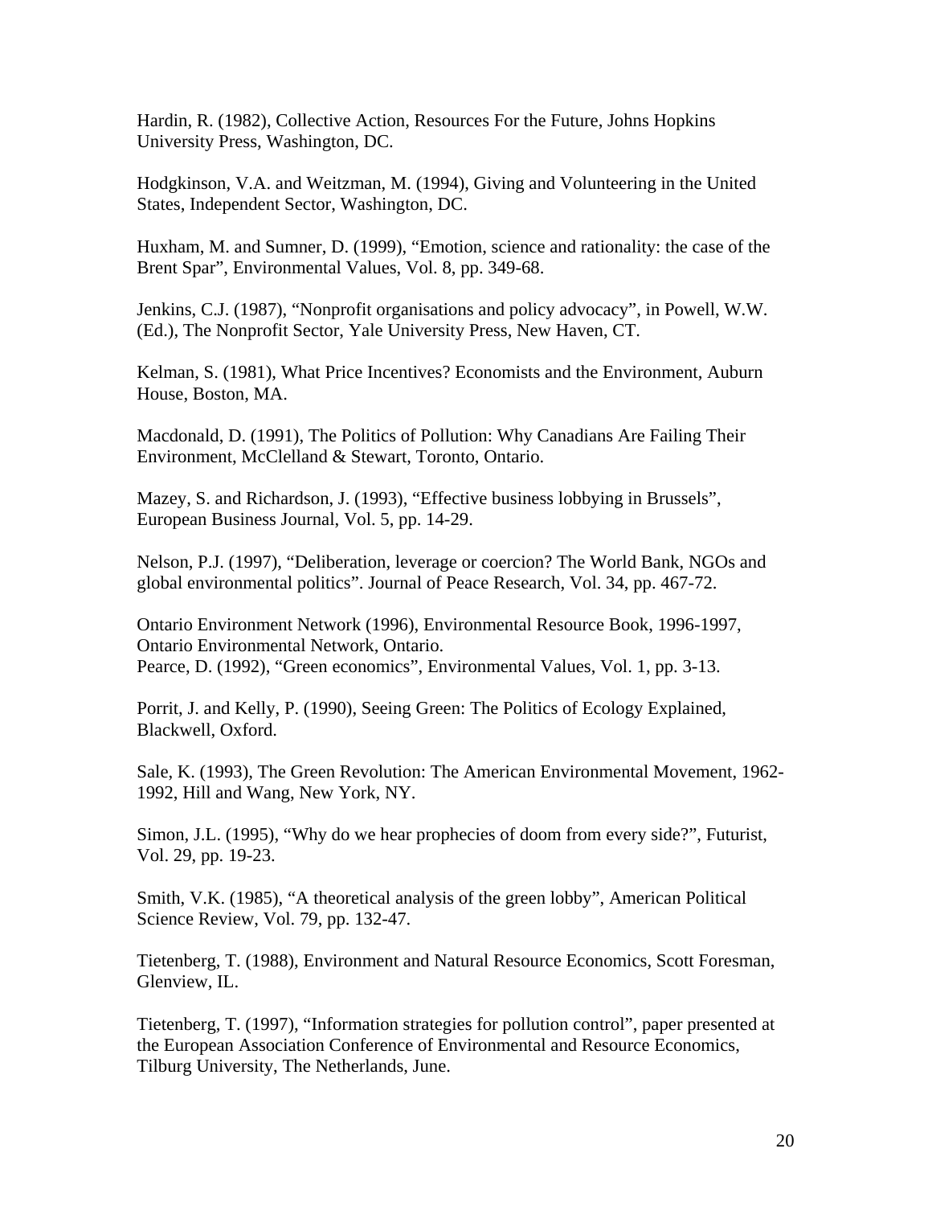Hardin, R. (1982), Collective Action, Resources For the Future, Johns Hopkins University Press, Washington, DC.

Hodgkinson, V.A. and Weitzman, M. (1994), Giving and Volunteering in the United States, Independent Sector, Washington, DC.

Huxham, M. and Sumner, D. (1999), "Emotion, science and rationality: the case of the Brent Spar", Environmental Values, Vol. 8, pp. 349-68.

Jenkins, C.J. (1987), "Nonprofit organisations and policy advocacy", in Powell, W.W. (Ed.), The Nonprofit Sector, Yale University Press, New Haven, CT.

Kelman, S. (1981), What Price Incentives? Economists and the Environment, Auburn House, Boston, MA.

Macdonald, D. (1991), The Politics of Pollution: Why Canadians Are Failing Their Environment, McClelland & Stewart, Toronto, Ontario.

Mazey, S. and Richardson, J. (1993), "Effective business lobbying in Brussels", European Business Journal, Vol. 5, pp. 14-29.

Nelson, P.J. (1997), "Deliberation, leverage or coercion? The World Bank, NGOs and global environmental politics". Journal of Peace Research, Vol. 34, pp. 467-72.

Ontario Environment Network (1996), Environmental Resource Book, 1996-1997, Ontario Environmental Network, Ontario.
Pearce, D. (1992), "Green economics", Environmental Values, Vol. 1, pp. 3-13.

Porrit, J. and Kelly, P. (1990), Seeing Green: The Politics of Ecology Explained, Blackwell, Oxford.

Sale, K. (1993), The Green Revolution: The American Environmental Movement, 1962-1992, Hill and Wang, New York, NY.

Simon, J.L. (1995), "Why do we hear prophecies of doom from every side?", Futurist, Vol. 29, pp. 19-23.

Smith, V.K. (1985), "A theoretical analysis of the green lobby", American Political Science Review, Vol. 79, pp. 132-47.

Tietenberg, T. (1988), Environment and Natural Resource Economics, Scott Foresman, Glenview, IL.

Tietenberg, T. (1997), "Information strategies for pollution control", paper presented at the European Association Conference of Environmental and Resource Economics, Tilburg University, The Netherlands, June.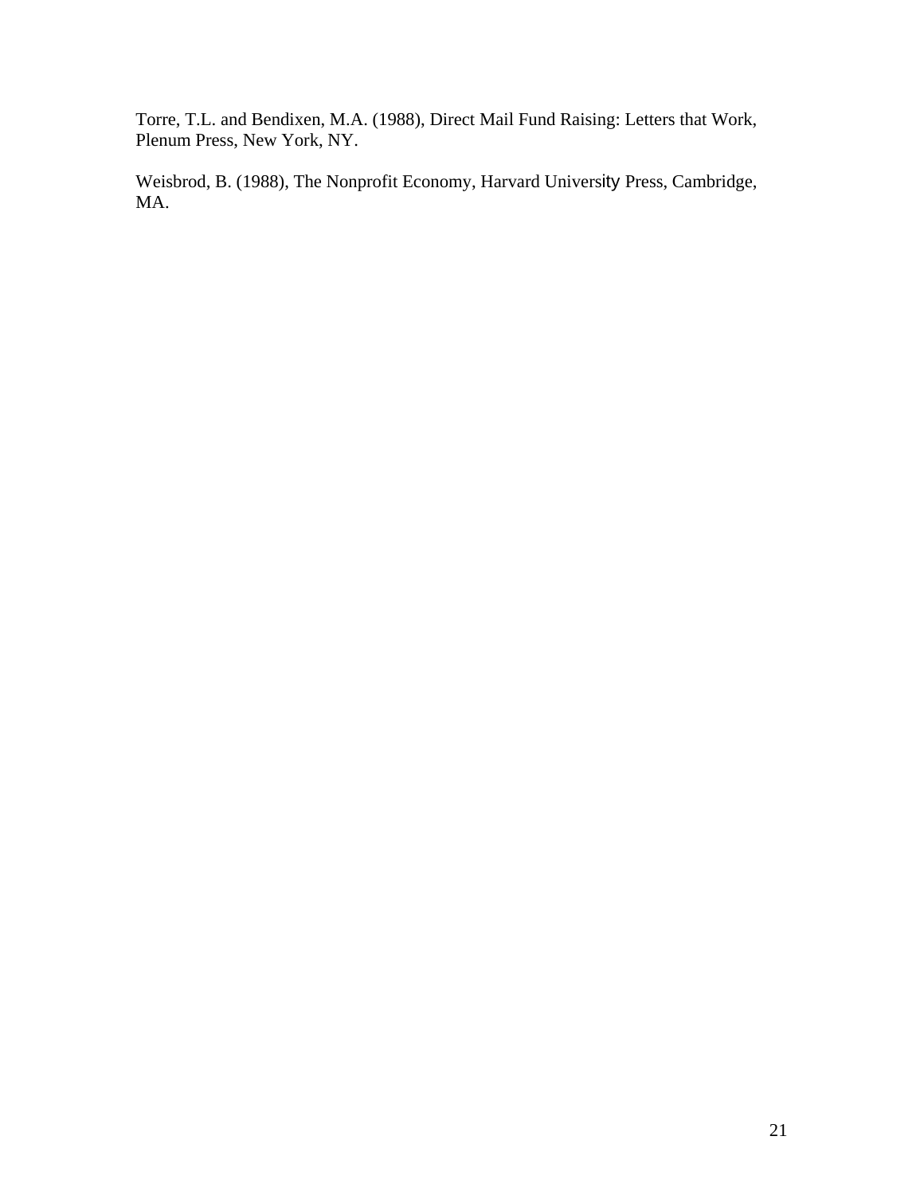Torre, T.L. and Bendixen, M.A. (1988), Direct Mail Fund Raising: Letters that Work, Plenum Press, New York, NY.

Weisbrod, B. (1988), The Nonprofit Economy, Harvard University Press, Cambridge, MA.